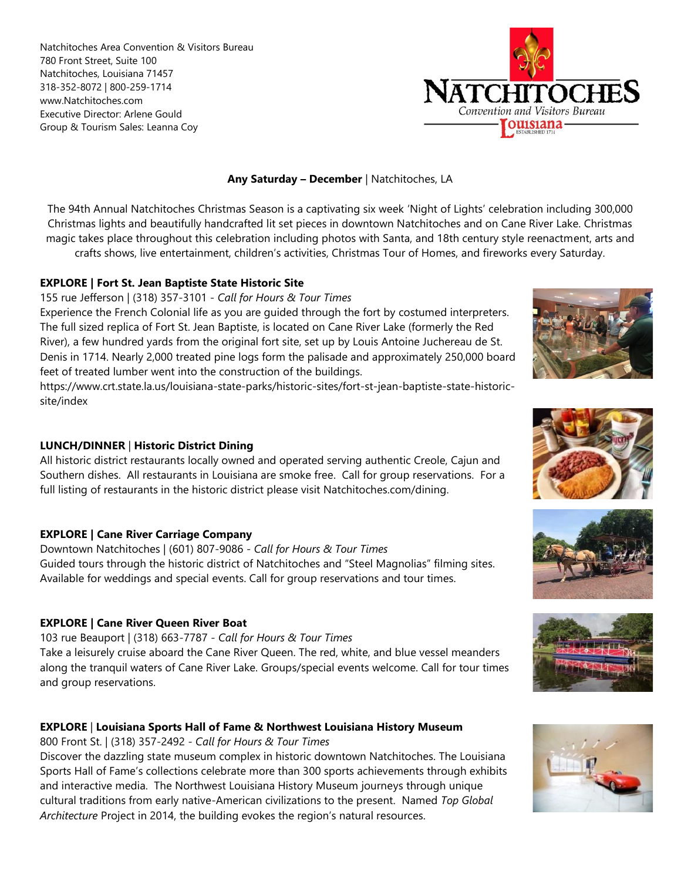Natchitoches Area Convention & Visitors Bureau
780 Front Street, Suite 100
Natchitoches, Louisiana 71457
318-352-8072 | 800-259-1714
www.Natchitoches.com
Executive Director: Arlene Gould
Group & Tourism Sales: Leanna Coy

**Any Saturday – December** | Natchitoches, LA

The 94th Annual Natchitoches Christmas Season is a captivating six week 'Night of Lights' celebration including 300,000 Christmas lights and beautifully handcrafted lit set pieces in downtown Natchitoches and on Cane River Lake. Christmas magic takes place throughout this celebration including photos with Santa, and 18th century style reenactment, arts and crafts shows, live entertainment, children's activities, Christmas Tour of Homes, and fireworks every Saturday.

**EXPLORE | Fort St. Jean Baptiste State Historic Site**
155 rue Jefferson | (318) 357-3101 - *Call for Hours & Tour Times*
Experience the French Colonial life as you are guided through the fort by costumed interpreters. The full sized replica of Fort St. Jean Baptiste, is located on Cane River Lake (formerly the Red River), a few hundred yards from the original fort site, set up by Louis Antoine Juchereau de St. Denis in 1714. Nearly 2,000 treated pine logs form the palisade and approximately 250,000 board feet of treated lumber went into the construction of the buildings.
https://www.crt.state.la.us/louisiana-state-parks/historic-sites/fort-st-jean-baptiste-state-historic-site/index

**LUNCH/DINNER** | **Historic District Dining**
All historic district restaurants locally owned and operated serving authentic Creole, Cajun and Southern dishes. All restaurants in Louisiana are smoke free. Call for group reservations. For a full listing of restaurants in the historic district please visit Natchitoches.com/dining.

**EXPLORE | Cane River Carriage Company**
Downtown Natchitoches | (601) 807-9086 - *Call for Hours & Tour Times*
Guided tours through the historic district of Natchitoches and "Steel Magnolias" filming sites. Available for weddings and special events. Call for group reservations and tour times.

**EXPLORE | Cane River Queen River Boat**
103 rue Beauport | (318) 663-7787 - *Call for Hours & Tour Times*
Take a leisurely cruise aboard the Cane River Queen. The red, white, and blue vessel meanders along the tranquil waters of Cane River Lake. Groups/special events welcome. Call for tour times and group reservations.

**EXPLORE** | **Louisiana Sports Hall of Fame & Northwest Louisiana History Museum**
800 Front St. | (318) 357-2492 - *Call for Hours & Tour Times*
Discover the dazzling state museum complex in historic downtown Natchitoches. The Louisiana Sports Hall of Fame's collections celebrate more than 300 sports achievements through exhibits and interactive media. The Northwest Louisiana History Museum journeys through unique cultural traditions from early native-American civilizations to the present. Named *Top Global Architecture* Project in 2014, the building evokes the region's natural resources.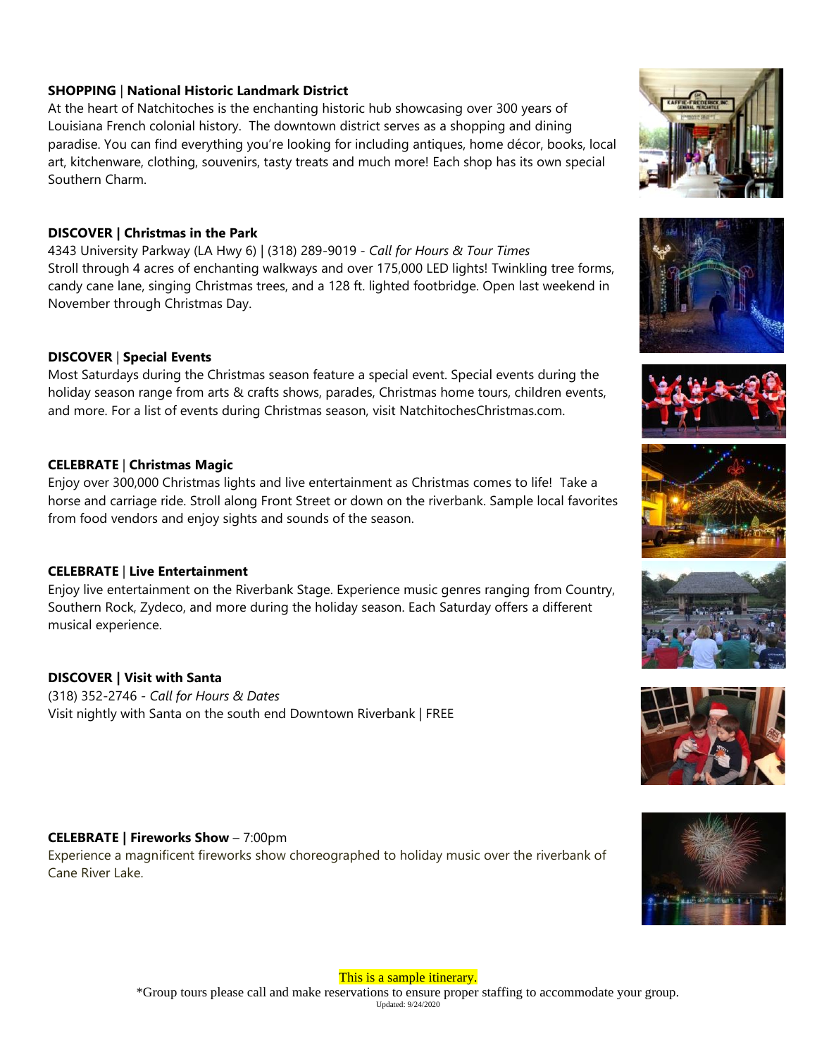**SHOPPING** | **National Historic Landmark District**
At the heart of Natchitoches is the enchanting historic hub showcasing over 300 years of Louisiana French colonial history. The downtown district serves as a shopping and dining paradise. You can find everything you're looking for including antiques, home décor, books, local art, kitchenware, clothing, souvenirs, tasty treats and much more! Each shop has its own special Southern Charm.

**DISCOVER | Christmas in the Park**
4343 University Parkway (LA Hwy 6) | (318) 289-9019 - *Call for Hours & Tour Times*
Stroll through 4 acres of enchanting walkways and over 175,000 LED lights! Twinkling tree forms, candy cane lane, singing Christmas trees, and a 128 ft. lighted footbridge. Open last weekend in November through Christmas Day.

**DISCOVER** | **Special Events**
Most Saturdays during the Christmas season feature a special event. Special events during the holiday season range from arts & crafts shows, parades, Christmas home tours, children events, and more. For a list of events during Christmas season, visit NatchitochesChristmas.com.

**CELEBRATE** | **Christmas Magic**
Enjoy over 300,000 Christmas lights and live entertainment as Christmas comes to life! Take a horse and carriage ride. Stroll along Front Street or down on the riverbank. Sample local favorites from food vendors and enjoy sights and sounds of the season.

**CELEBRATE** | **Live Entertainment**
Enjoy live entertainment on the Riverbank Stage. Experience music genres ranging from Country, Southern Rock, Zydeco, and more during the holiday season. Each Saturday offers a different musical experience.

**DISCOVER | Visit with Santa**
(318) 352-2746 - *Call for Hours & Dates*
Visit nightly with Santa on the south end Downtown Riverbank | FREE

**CELEBRATE | Fireworks Show** – 7:00pm
Experience a magnificent fireworks show choreographed to holiday music over the riverbank of Cane River Lake.

This is a sample itinerary.
*Group tours please call and make reservations to ensure proper staffing to accommodate your group.
Updated: 9/24/2020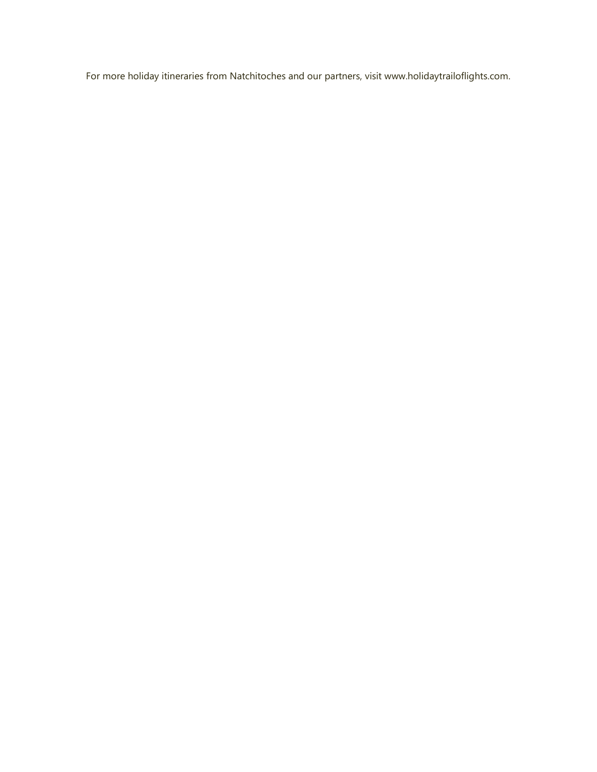For more holiday itineraries from Natchitoches and our partners, visit www.holidaytrailoflights.com.